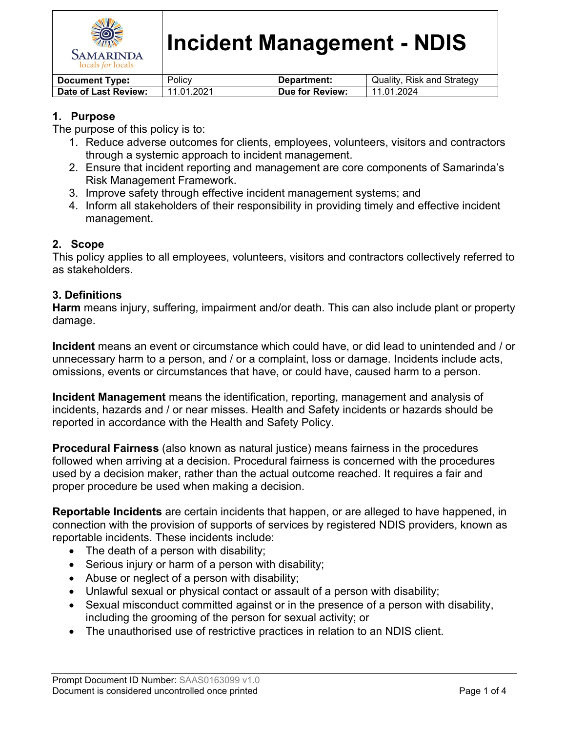# Incident Management - NDIS

| Document Type: | Policy | Department: | Quality, Risk and Strategy |
| --- | --- | --- | --- |
| Date of Last Review: | 11.01.2021 | Due for Review: | 11.01.2024 |

## 1. Purpose

The purpose of this policy is to:

1. Reduce adverse outcomes for clients, employees, volunteers, visitors and contractors through a systemic approach to incident management.
2. Ensure that incident reporting and management are core components of Samarinda's Risk Management Framework.
3. Improve safety through effective incident management systems; and
4. Inform all stakeholders of their responsibility in providing timely and effective incident management.

## 2. Scope

This policy applies to all employees, volunteers, visitors and contractors collectively referred to as stakeholders.

## 3. Definitions

**Harm** means injury, suffering, impairment and/or death. This can also include plant or property damage.

**Incident** means an event or circumstance which could have, or did lead to unintended and / or unnecessary harm to a person, and / or a complaint, loss or damage. Incidents include acts, omissions, events or circumstances that have, or could have, caused harm to a person.

**Incident Management** means the identification, reporting, management and analysis of incidents, hazards and / or near misses. Health and Safety incidents or hazards should be reported in accordance with the Health and Safety Policy.

**Procedural Fairness** (also known as natural justice) means fairness in the procedures followed when arriving at a decision. Procedural fairness is concerned with the procedures used by a decision maker, rather than the actual outcome reached. It requires a fair and proper procedure be used when making a decision.

**Reportable Incidents** are certain incidents that happen, or are alleged to have happened, in connection with the provision of supports of services by registered NDIS providers, known as reportable incidents. These incidents include:

- The death of a person with disability;
- Serious injury or harm of a person with disability;
- Abuse or neglect of a person with disability;
- Unlawful sexual or physical contact or assault of a person with disability;
- Sexual misconduct committed against or in the presence of a person with disability, including the grooming of the person for sexual activity; or
- The unauthorised use of restrictive practices in relation to an NDIS client.

Prompt Document ID Number: SAAS0163099 v1.0
Document is considered uncontrolled once printed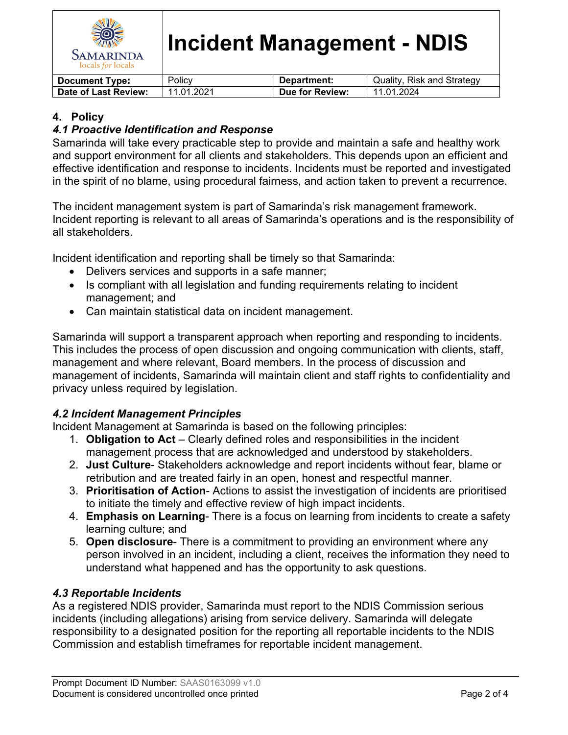## 4. Policy

### *4.1 Proactive Identification and Response*

Samarinda will take every practicable step to provide and maintain a safe and healthy work and support environment for all clients and stakeholders. This depends upon an efficient and effective identification and response to incidents. Incidents must be reported and investigated in the spirit of no blame, using procedural fairness, and action taken to prevent a recurrence.

The incident management system is part of Samarinda's risk management framework. Incident reporting is relevant to all areas of Samarinda's operations and is the responsibility of all stakeholders.

Incident identification and reporting shall be timely so that Samarinda:

- Delivers services and supports in a safe manner;
- Is compliant with all legislation and funding requirements relating to incident management; and
- Can maintain statistical data on incident management.

Samarinda will support a transparent approach when reporting and responding to incidents. This includes the process of open discussion and ongoing communication with clients, staff, management and where relevant, Board members. In the process of discussion and management of incidents, Samarinda will maintain client and staff rights to confidentiality and privacy unless required by legislation.

### *4.2 Incident Management Principles*

Incident Management at Samarinda is based on the following principles:

1. **Obligation to Act** – Clearly defined roles and responsibilities in the incident management process that are acknowledged and understood by stakeholders.
2. **Just Culture**- Stakeholders acknowledge and report incidents without fear, blame or retribution and are treated fairly in an open, honest and respectful manner.
3. **Prioritisation of Action**- Actions to assist the investigation of incidents are prioritised to initiate the timely and effective review of high impact incidents.
4. **Emphasis on Learning**- There is a focus on learning from incidents to create a safety learning culture; and
5. **Open disclosure**- There is a commitment to providing an environment where any person involved in an incident, including a client, receives the information they need to understand what happened and has the opportunity to ask questions.

### *4.3 Reportable Incidents*

As a registered NDIS provider, Samarinda must report to the NDIS Commission serious incidents (including allegations) arising from service delivery. Samarinda will delegate responsibility to a designated position for the reporting all reportable incidents to the NDIS Commission and establish timeframes for reportable incident management.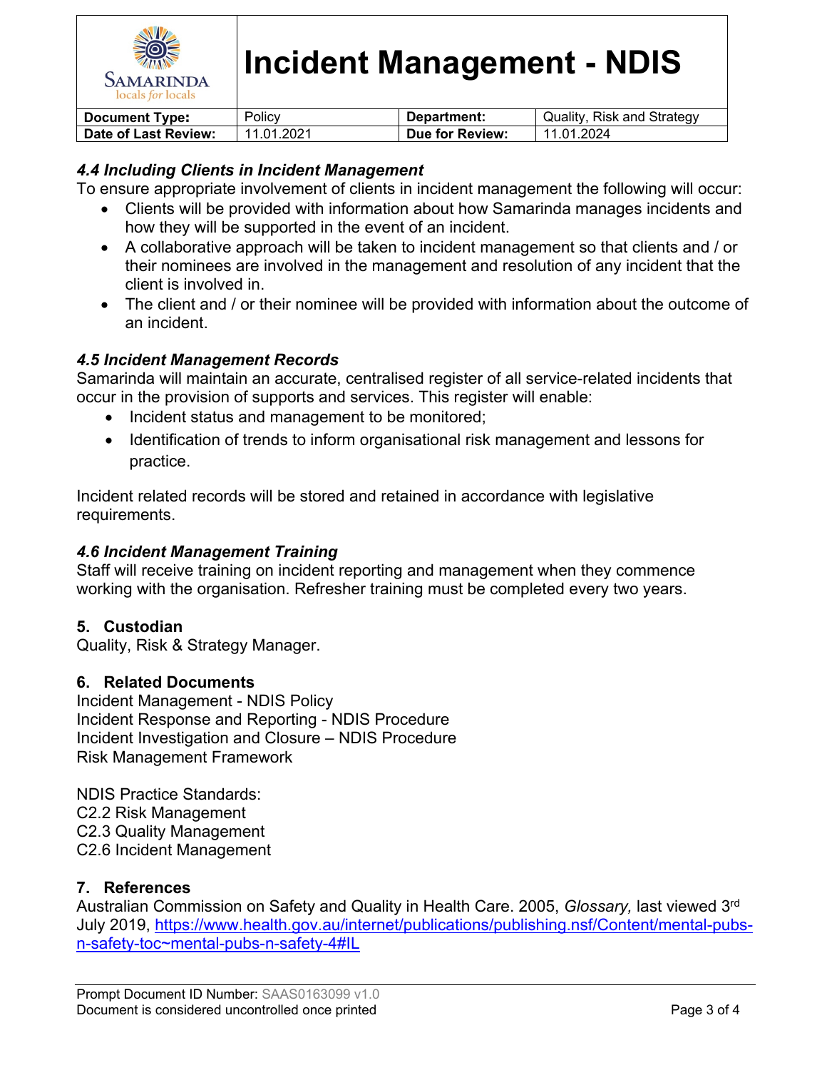### *4.4 Including Clients in Incident Management*

To ensure appropriate involvement of clients in incident management the following will occur:

- Clients will be provided with information about how Samarinda manages incidents and how they will be supported in the event of an incident.
- A collaborative approach will be taken to incident management so that clients and / or their nominees are involved in the management and resolution of any incident that the client is involved in.
- The client and / or their nominee will be provided with information about the outcome of an incident.

### *4.5 Incident Management Records*

Samarinda will maintain an accurate, centralised register of all service-related incidents that occur in the provision of supports and services. This register will enable:

- Incident status and management to be monitored;
- Identification of trends to inform organisational risk management and lessons for practice.

Incident related records will be stored and retained in accordance with legislative requirements.

### *4.6 Incident Management Training*

Staff will receive training on incident reporting and management when they commence working with the organisation. Refresher training must be completed every two years.

## 5. Custodian

Quality, Risk & Strategy Manager.

## 6. Related Documents

Incident Management - NDIS Policy
Incident Response and Reporting - NDIS Procedure
Incident Investigation and Closure – NDIS Procedure
Risk Management Framework

NDIS Practice Standards:
C2.2 Risk Management
C2.3 Quality Management
C2.6 Incident Management

## 7. References

Australian Commission on Safety and Quality in Health Care. 2005, *Glossary,* last viewed 3rd July 2019, https://www.health.gov.au/internet/publications/publishing.nsf/Content/mental-pubs-n-safety-toc~mental-pubs-n-safety-4#IL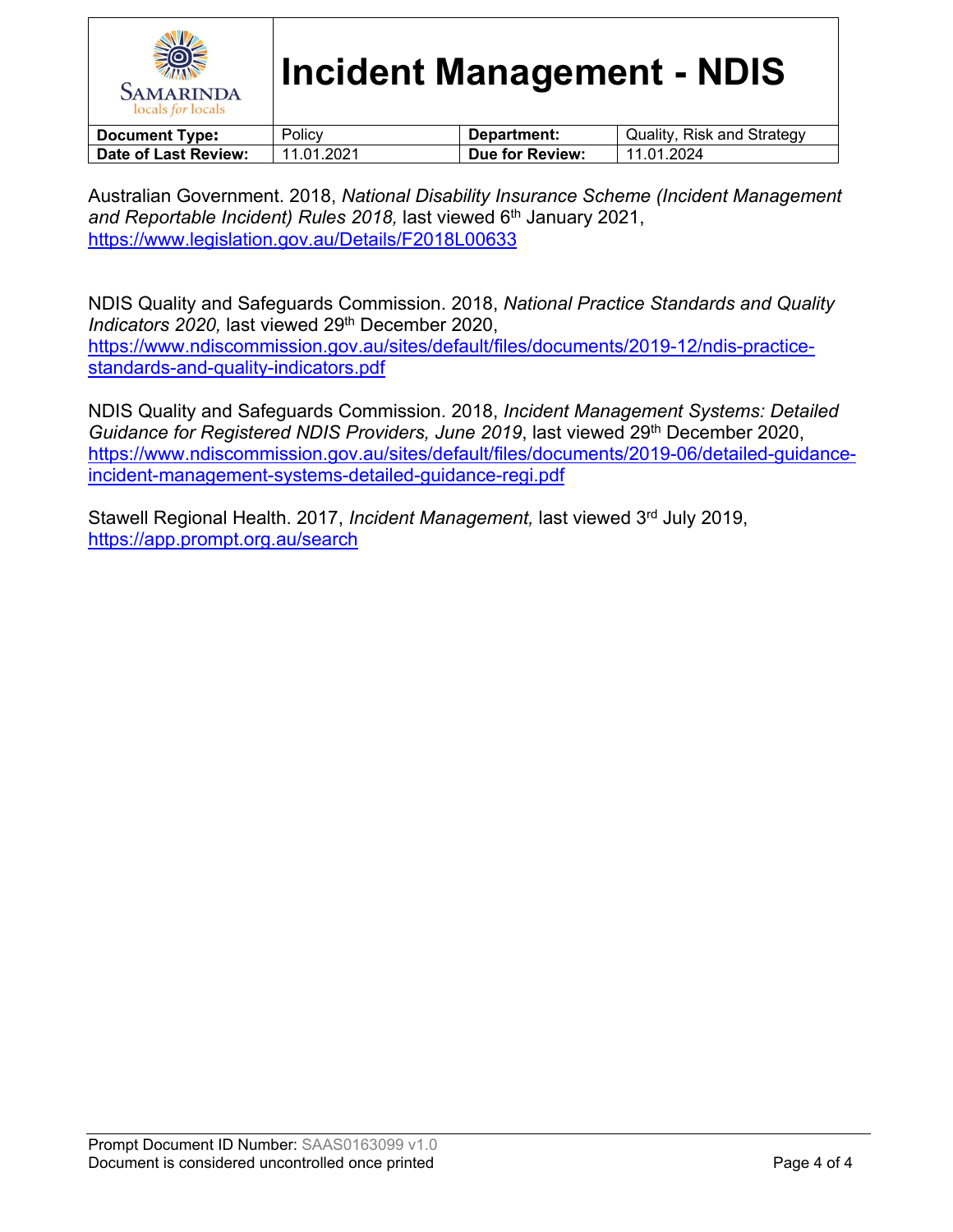Australian Government. 2018, *National Disability Insurance Scheme (Incident Management and Reportable Incident) Rules 2018,* last viewed 6th January 2021, https://www.legislation.gov.au/Details/F2018L00633

NDIS Quality and Safeguards Commission. 2018, *National Practice Standards and Quality Indicators 2020,* last viewed 29th December 2020, https://www.ndiscommission.gov.au/sites/default/files/documents/2019-12/ndis-practice-standards-and-quality-indicators.pdf

NDIS Quality and Safeguards Commission. 2018, *Incident Management Systems: Detailed Guidance for Registered NDIS Providers, June 2019*, last viewed 29th December 2020, https://www.ndiscommission.gov.au/sites/default/files/documents/2019-06/detailed-guidance-incident-management-systems-detailed-guidance-regi.pdf

Stawell Regional Health. 2017, *Incident Management,* last viewed 3rd July 2019, https://app.prompt.org.au/search